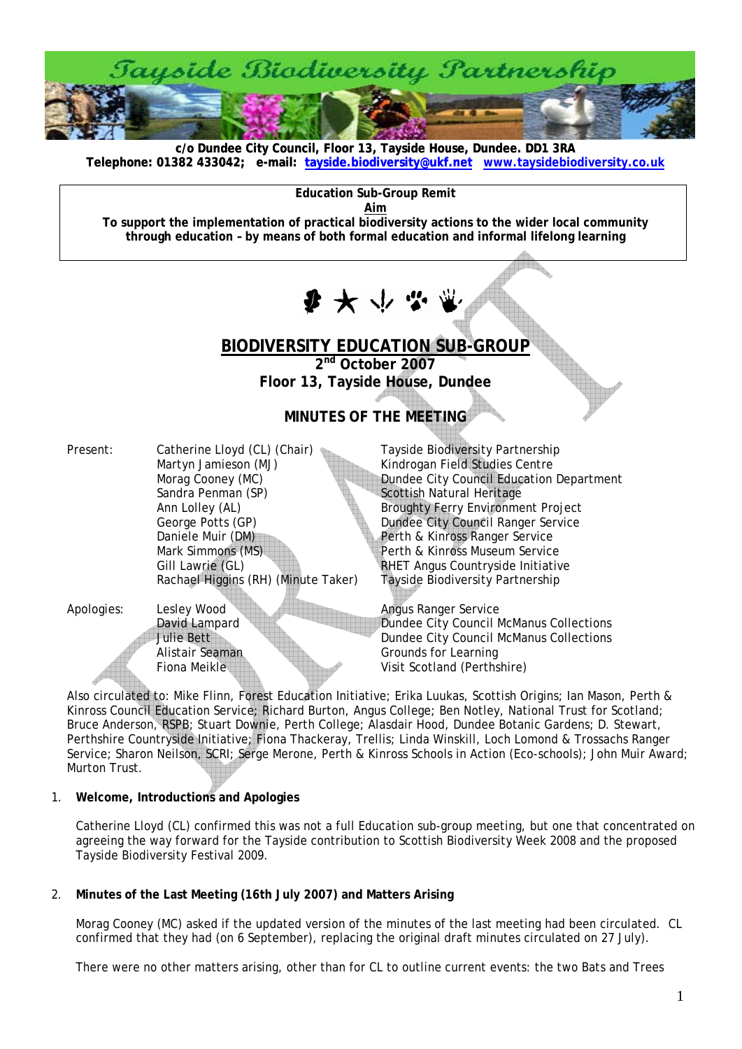# Tayside Biodiversity Partnership

**c/o Dundee City Council, Floor 13, Tayside House, Dundee. DD1 3RA**
**Telephone: 01382 433042; e-mail: tayside.biodiversity@ukf.net www.taysidebiodiversity.co.uk**

**Education Sub-Group Remit**
**Aim**
**To support the implementation of practical biodiversity actions to the wider local community through education – by means of both formal education and informal lifelong learning**

## BIODIVERSITY EDUCATION SUB-GROUP

**2nd October 2007**
**Floor 13, Tayside House, Dundee**

### MINUTES OF THE MEETING

| | | |
|---|---|---|
| Present: | Catherine Lloyd (CL) (Chair) | Tayside Biodiversity Partnership |
| | Martyn Jamieson (MJ) | Kindrogan Field Studies Centre |
| | Morag Cooney (MC) | Dundee City Council Education Department |
| | Sandra Penman (SP) | Scottish Natural Heritage |
| | Ann Lolley (AL) | Broughty Ferry Environment Project |
| | George Potts (GP) | Dundee City Council Ranger Service |
| | Daniele Muir (DM) | Perth & Kinross Ranger Service |
| | Mark Simmons (MS) | Perth & Kinross Museum Service |
| | Gill Lawrie (GL) | RHET Angus Countryside Initiative |
| | Rachael Higgins (RH) (Minute Taker) | Tayside Biodiversity Partnership |
| Apologies: | Lesley Wood | Angus Ranger Service |
| | David Lampard | Dundee City Council McManus Collections |
| | Julie Bett | Dundee City Council McManus Collections |
| | Alistair Seaman | Grounds for Learning |
| | Fiona Meikle | Visit Scotland (Perthshire) |

Also circulated to: Mike Flinn, Forest Education Initiative; Erika Luukas, Scottish Origins; Ian Mason, Perth & Kinross Council Education Service; Richard Burton, Angus College; Ben Notley, National Trust for Scotland; Bruce Anderson, RSPB; Stuart Downie, Perth College; Alasdair Hood, Dundee Botanic Gardens; D. Stewart, Perthshire Countryside Initiative; Fiona Thackeray, Trellis; Linda Winskill, Loch Lomond & Trossachs Ranger Service; Sharon Neilson, SCRI; Serge Merone, Perth & Kinross Schools in Action (Eco-schools); John Muir Award; Murton Trust.

1. **Welcome, Introductions and Apologies**

   Catherine Lloyd (CL) confirmed this was not a full Education sub-group meeting, but one that concentrated on agreeing the way forward for the Tayside contribution to Scottish Biodiversity Week 2008 and the proposed Tayside Biodiversity Festival 2009.

2. **Minutes of the Last Meeting (16th July 2007) and Matters Arising**

   Morag Cooney (MC) asked if the updated version of the minutes of the last meeting had been circulated. CL confirmed that they had (on 6 September), replacing the original draft minutes circulated on 27 July).

   There were no other matters arising, other than for CL to outline current events: the two Bats and Trees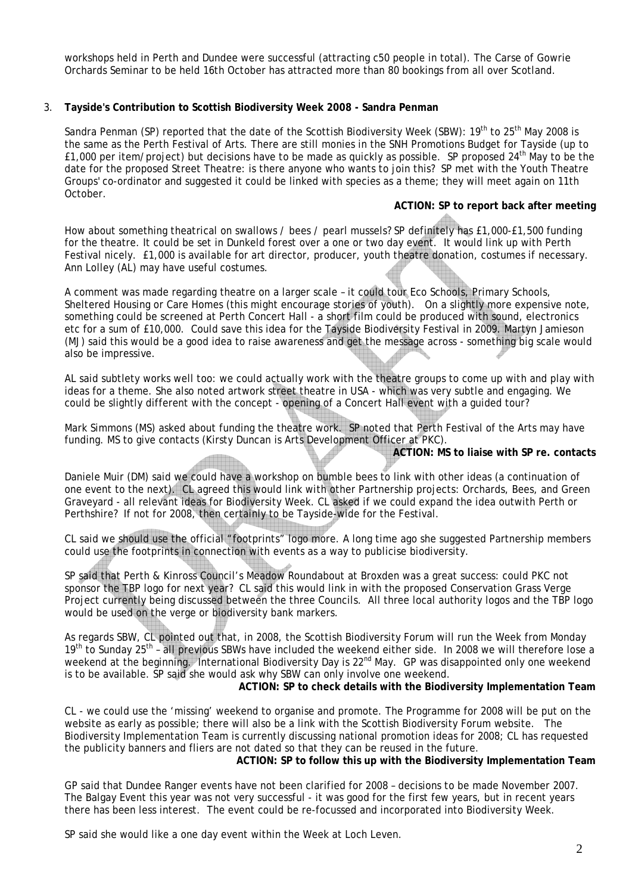workshops held in Perth and Dundee were successful (attracting c50 people in total). The Carse of Gowrie Orchards Seminar to be held 16th October has attracted more than 80 bookings from all over Scotland.

3. **Tayside's Contribution to Scottish Biodiversity Week 2008 - Sandra Penman**

Sandra Penman (SP) reported that the date of the Scottish Biodiversity Week (SBW): 19th to 25th May 2008 is the same as the Perth Festival of Arts. There are still monies in the SNH Promotions Budget for Tayside (up to £1,000 per item/project) but decisions have to be made as quickly as possible. SP proposed 24th May to be the date for the proposed Street Theatre: is there anyone who wants to join this? SP met with the Youth Theatre Groups' co-ordinator and suggested it could be linked with species as a theme; they will meet again on 11th October.

**ACTION: SP to report back after meeting**

How about something theatrical on swallows / bees / pearl mussels? SP definitely has £1,000-£1,500 funding for the theatre. It could be set in Dunkeld forest over a one or two day event. It would link up with Perth Festival nicely. £1,000 is available for art director, producer, youth theatre donation, costumes if necessary. Ann Lolley (AL) may have useful costumes.

A comment was made regarding theatre on a larger scale – it could tour Eco Schools, Primary Schools, Sheltered Housing or Care Homes (this might encourage stories of youth). On a slightly more expensive note, something could be screened at Perth Concert Hall - a short film could be produced with sound, electronics etc for a sum of £10,000. Could save this idea for the Tayside Biodiversity Festival in 2009. Martyn Jamieson (MJ) said this would be a good idea to raise awareness and get the message across - something big scale would also be impressive.

AL said subtlety works well too: we could actually work with the theatre groups to come up with and play with ideas for a theme. She also noted artwork street theatre in USA - which was very subtle and engaging. We could be slightly different with the concept - opening of a Concert Hall event with a guided tour?

Mark Simmons (MS) asked about funding the theatre work. SP noted that Perth Festival of the Arts may have funding. MS to give contacts (Kirsty Duncan is Arts Development Officer at PKC).

**ACTION: MS to liaise with SP re. contacts**

Daniele Muir (DM) said we could have a workshop on bumble bees to link with other ideas (a continuation of one event to the next). CL agreed this would link with other Partnership projects: Orchards, Bees, and Green Graveyard - all relevant ideas for Biodiversity Week. CL asked if we could expand the idea outwith Perth or Perthshire? If not for 2008, then certainly to be Tayside-wide for the Festival.

CL said we should use the official "footprints" logo more. A long time ago she suggested Partnership members could use the footprints in connection with events as a way to publicise biodiversity.

SP said that Perth & Kinross Council's Meadow Roundabout at Broxden was a great success: could PKC not sponsor the TBP logo for next year? CL said this would link in with the proposed Conservation Grass Verge Project currently being discussed between the three Councils. All three local authority logos and the TBP logo would be used on the verge or biodiversity bank markers.

As regards SBW, CL pointed out that, in 2008, the Scottish Biodiversity Forum will run the Week from Monday 19th to Sunday 25th – all previous SBWs have included the weekend either side. In 2008 we will therefore lose a weekend at the beginning. International Biodiversity Day is 22nd May. GP was disappointed only one weekend is to be available. SP said she would ask why SBW can only involve one weekend.

**ACTION: SP to check details with the Biodiversity Implementation Team**

CL - we could use the 'missing' weekend to organise and promote. The Programme for 2008 will be put on the website as early as possible; there will also be a link with the Scottish Biodiversity Forum website. The Biodiversity Implementation Team is currently discussing national promotion ideas for 2008; CL has requested the publicity banners and fliers are not dated so that they can be reused in the future.

**ACTION: SP to follow this up with the Biodiversity Implementation Team**

GP said that Dundee Ranger events have not been clarified for 2008 – decisions to be made November 2007. The Balgay Event this year was not very successful - it was good for the first few years, but in recent years there has been less interest. The event could be re-focussed and incorporated into Biodiversity Week.

SP said she would like a one day event within the Week at Loch Leven.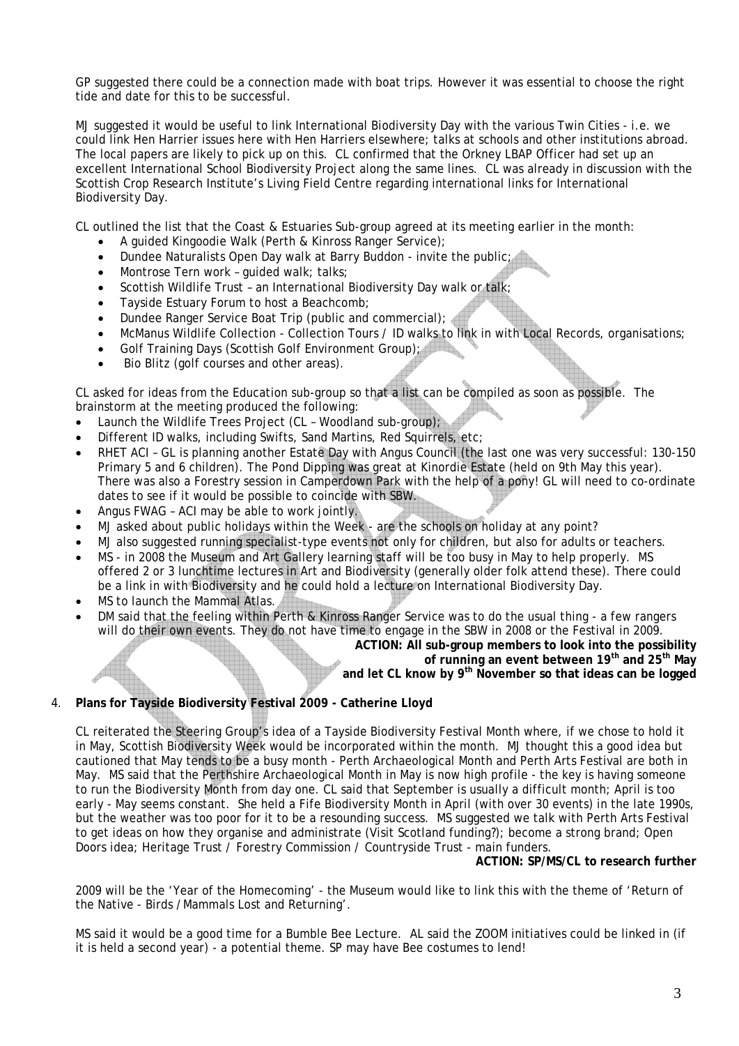GP suggested there could be a connection made with boat trips. However it was essential to choose the right tide and date for this to be successful.

MJ suggested it would be useful to link International Biodiversity Day with the various Twin Cities - i.e. we could link Hen Harrier issues here with Hen Harriers elsewhere; talks at schools and other institutions abroad. The local papers are likely to pick up on this. CL confirmed that the Orkney LBAP Officer had set up an excellent International School Biodiversity Project along the same lines. CL was already in discussion with the Scottish Crop Research Institute's Living Field Centre regarding international links for International Biodiversity Day.

CL outlined the list that the Coast & Estuaries Sub-group agreed at its meeting earlier in the month:

- A guided Kingoodie Walk (Perth & Kinross Ranger Service);
- Dundee Naturalists Open Day walk at Barry Buddon - invite the public;
- Montrose Tern work – guided walk; talks;
- Scottish Wildlife Trust – an International Biodiversity Day walk or talk;
- Tayside Estuary Forum to host a Beachcomb;
- Dundee Ranger Service Boat Trip (public and commercial);
- McManus Wildlife Collection - Collection Tours / ID walks to link in with Local Records, organisations;
- Golf Training Days (Scottish Golf Environment Group);
- Bio Blitz (golf courses and other areas).

CL asked for ideas from the Education sub-group so that a list can be compiled as soon as possible. The brainstorm at the meeting produced the following:

- Launch the Wildlife Trees Project (CL – Woodland sub-group);
- Different ID walks, including Swifts, Sand Martins, Red Squirrels, etc;
- RHET ACI – GL is planning another Estate Day with Angus Council (the last one was very successful: 130-150 Primary 5 and 6 children). The Pond Dipping was great at Kinordie Estate (held on 9th May this year). There was also a Forestry session in Camperdown Park with the help of a pony! GL will need to co-ordinate dates to see if it would be possible to coincide with SBW.
- Angus FWAG – ACI may be able to work jointly.
- MJ asked about public holidays within the Week - are the schools on holiday at any point?
- MJ also suggested running specialist-type events not only for children, but also for adults or teachers.
- MS - in 2008 the Museum and Art Gallery learning staff will be too busy in May to help properly. MS offered 2 or 3 lunchtime lectures in Art and Biodiversity (generally older folk attend these). There could be a link in with Biodiversity and he could hold a lecture on International Biodiversity Day.
- MS to launch the Mammal Atlas.
- DM said that the feeling within Perth & Kinross Ranger Service was to do the usual thing - a few rangers will do their own events. They do not have time to engage in the SBW in 2008 or the Festival in 2009.

**ACTION: All sub-group members to look into the possibility of running an event between 19th and 25th May and let CL know by 9th November so that ideas can be logged**

4. **Plans for Tayside Biodiversity Festival 2009 - Catherine Lloyd**

CL reiterated the Steering Group's idea of a Tayside Biodiversity Festival Month where, if we chose to hold it in May, Scottish Biodiversity Week would be incorporated within the month. MJ thought this a good idea but cautioned that May tends to be a busy month - Perth Archaeological Month and Perth Arts Festival are both in May. MS said that the Perthshire Archaeological Month in May is now high profile - the key is having someone to run the Biodiversity Month from day one. CL said that September is usually a difficult month; April is too early - May seems constant. She held a Fife Biodiversity Month in April (with over 30 events) in the late 1990s, but the weather was too poor for it to be a resounding success. MS suggested we talk with Perth Arts Festival to get ideas on how they organise and administrate (Visit Scotland funding?); become a strong brand; Open Doors idea; Heritage Trust / Forestry Commission / Countryside Trust - main funders.

**ACTION: SP/MS/CL to research further**

2009 will be the 'Year of the Homecoming' - the Museum would like to link this with the theme of 'Return of the Native - Birds / Mammals Lost and Returning'.

MS said it would be a good time for a Bumble Bee Lecture. AL said the ZOOM initiatives could be linked in (if it is held a second year) - a potential theme. SP may have Bee costumes to lend!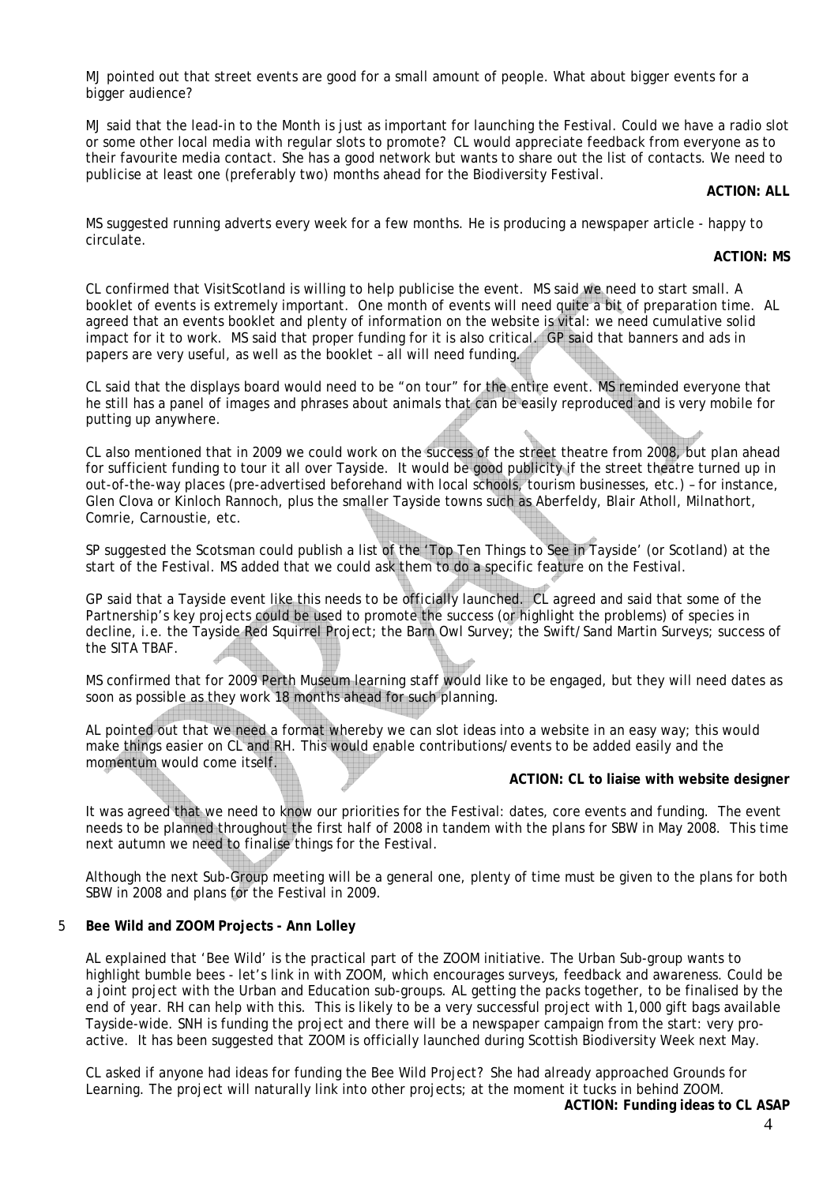MJ pointed out that street events are good for a small amount of people. What about bigger events for a bigger audience?

MJ said that the lead-in to the Month is just as important for launching the Festival. Could we have a radio slot or some other local media with regular slots to promote? CL would appreciate feedback from everyone as to their favourite media contact. She has a good network but wants to share out the list of contacts. We need to publicise at least one (preferably two) months ahead for the Biodiversity Festival.

**ACTION: ALL**

MS suggested running adverts every week for a few months. He is producing a newspaper article - happy to circulate.

**ACTION: MS**

CL confirmed that VisitScotland is willing to help publicise the event. MS said we need to start small. A booklet of events is extremely important. One month of events will need quite a bit of preparation time. AL agreed that an events booklet and plenty of information on the website is vital: we need cumulative solid impact for it to work. MS said that proper funding for it is also critical. GP said that banners and ads in papers are very useful, as well as the booklet – all will need funding.

CL said that the displays board would need to be "on tour" for the entire event. MS reminded everyone that he still has a panel of images and phrases about animals that can be easily reproduced and is very mobile for putting up anywhere.

CL also mentioned that in 2009 we could work on the success of the street theatre from 2008, but plan ahead for sufficient funding to tour it all over Tayside. It would be good publicity if the street theatre turned up in out-of-the-way places (pre-advertised beforehand with local schools, tourism businesses, etc.) – for instance, Glen Clova or Kinloch Rannoch, plus the smaller Tayside towns such as Aberfeldy, Blair Atholl, Milnathort, Comrie, Carnoustie, etc.

SP suggested the Scotsman could publish a list of the 'Top Ten Things to See in Tayside' (or Scotland) at the start of the Festival. MS added that we could ask them to do a specific feature on the Festival.

GP said that a Tayside event like this needs to be officially launched. CL agreed and said that some of the Partnership's key projects could be used to promote the success (or highlight the problems) of species in decline, i.e. the Tayside Red Squirrel Project; the Barn Owl Survey; the Swift/Sand Martin Surveys; success of the SITA TBAF.

MS confirmed that for 2009 Perth Museum learning staff would like to be engaged, but they will need dates as soon as possible as they work 18 months ahead for such planning.

AL pointed out that we need a format whereby we can slot ideas into a website in an easy way; this would make things easier on CL and RH. This would enable contributions/events to be added easily and the momentum would come itself.

**ACTION: CL to liaise with website designer**

It was agreed that we need to know our priorities for the Festival: dates, core events and funding. The event needs to be planned throughout the first half of 2008 in tandem with the plans for SBW in May 2008. This time next autumn we need to finalise things for the Festival.

Although the next Sub-Group meeting will be a general one, plenty of time must be given to the plans for both SBW in 2008 and plans for the Festival in 2009.

5 **Bee Wild and ZOOM Projects - Ann Lolley**

AL explained that 'Bee Wild' is the practical part of the ZOOM initiative. The Urban Sub-group wants to highlight bumble bees - let's link in with ZOOM, which encourages surveys, feedback and awareness. Could be a joint project with the Urban and Education sub-groups. AL getting the packs together, to be finalised by the end of year. RH can help with this. This is likely to be a very successful project with 1,000 gift bags available Tayside-wide. SNH is funding the project and there will be a newspaper campaign from the start: very pro-active. It has been suggested that ZOOM is officially launched during Scottish Biodiversity Week next May.

CL asked if anyone had ideas for funding the Bee Wild Project? She had already approached Grounds for Learning. The project will naturally link into other projects; at the moment it tucks in behind ZOOM.

**ACTION: Funding ideas to CL ASAP**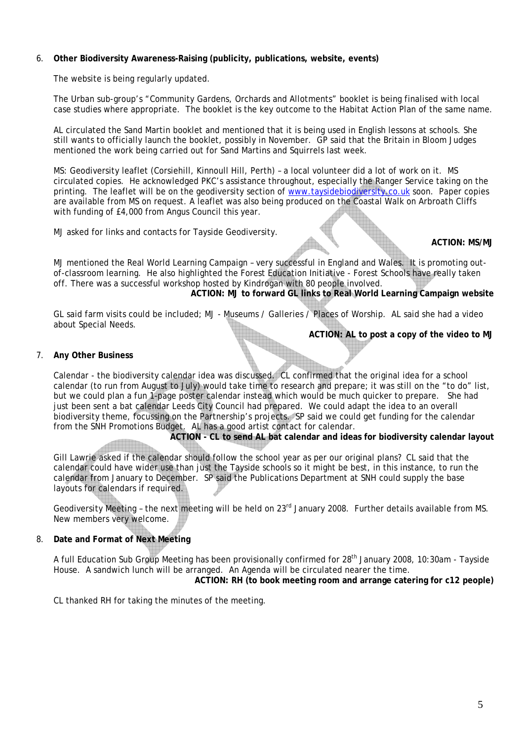6. **Other Biodiversity Awareness-Raising (publicity, publications, website, events)**

   The website is being regularly updated.

   The Urban sub-group's "Community Gardens, Orchards and Allotments" booklet is being finalised with local case studies where appropriate. The booklet is the key outcome to the Habitat Action Plan of the same name.

   AL circulated the Sand Martin booklet and mentioned that it is being used in English lessons at schools. She still wants to officially launch the booklet, possibly in November. GP said that the Britain in Bloom Judges mentioned the work being carried out for Sand Martins and Squirrels last week.

   MS: Geodiversity leaflet (Corsiehill, Kinnoull Hill, Perth) – a local volunteer did a lot of work on it. MS circulated copies. He acknowledged PKC's assistance throughout, especially the Ranger Service taking on the printing. The leaflet will be on the geodiversity section of www.taysidebiodiversity.co.uk soon. Paper copies are available from MS on request. A leaflet was also being produced on the Coastal Walk on Arbroath Cliffs with funding of £4,000 from Angus Council this year.

   MJ asked for links and contacts for Tayside Geodiversity.

   **ACTION: MS/MJ**

   MJ mentioned the Real World Learning Campaign – very successful in England and Wales. It is promoting out-of-classroom learning. He also highlighted the Forest Education Initiative - Forest Schools have really taken off. There was a successful workshop hosted by Kindrogan with 80 people involved.

   **ACTION: MJ to forward GL links to Real World Learning Campaign website**

   GL said farm visits could be included; MJ - Museums / Galleries / Places of Worship. AL said she had a video about Special Needs.

   **ACTION: AL to post a copy of the video to MJ**

7. **Any Other Business**

   Calendar - the biodiversity calendar idea was discussed. CL confirmed that the original idea for a school calendar (to run from August to July) would take time to research and prepare; it was still on the "to do" list, but we could plan a fun 1-page poster calendar instead which would be much quicker to prepare. She had just been sent a bat calendar Leeds City Council had prepared. We could adapt the idea to an overall biodiversity theme, focussing on the Partnership's projects. SP said we could get funding for the calendar from the SNH Promotions Budget. AL has a good artist contact for calendar.

   **ACTION - CL to send AL bat calendar and ideas for biodiversity calendar layout**

   Gill Lawrie asked if the calendar should follow the school year as per our original plans? CL said that the calendar could have wider use than just the Tayside schools so it might be best, in this instance, to run the calendar from January to December. SP said the Publications Department at SNH could supply the base layouts for calendars if required.

   Geodiversity Meeting – the next meeting will be held on 23rd January 2008. Further details available from MS. New members very welcome.

8. **Date and Format of Next Meeting**

   A full Education Sub Group Meeting has been provisionally confirmed for 28th January 2008, 10:30am - Tayside House. A sandwich lunch will be arranged. An Agenda will be circulated nearer the time.

   **ACTION: RH (to book meeting room and arrange catering for c12 people)**

   CL thanked RH for taking the minutes of the meeting.